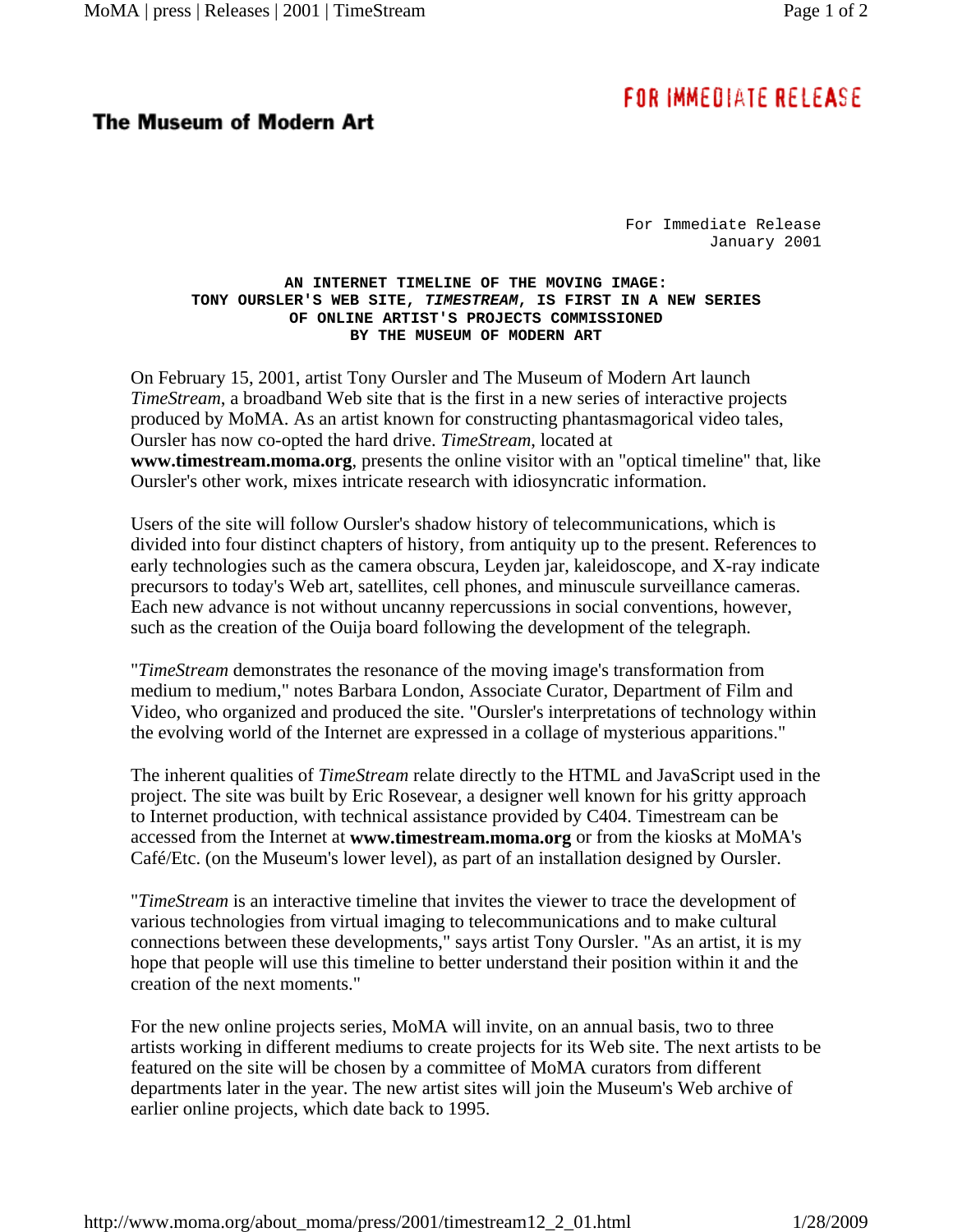**The Museum of Modern Art**

**FOR IMMEDIATE RELEASE**

For Immediate Release
January 2001

**AN INTERNET TIMELINE OF THE MOVING IMAGE:
TONY OURSLER'S WEB SITE, *TIMESTREAM*, IS FIRST IN A NEW SERIES
OF ONLINE ARTIST'S PROJECTS COMMISSIONED
BY THE MUSEUM OF MODERN ART**

On February 15, 2001, artist Tony Oursler and The Museum of Modern Art launch *TimeStream*, a broadband Web site that is the first in a new series of interactive projects produced by MoMA. As an artist known for constructing phantasmagorical video tales, Oursler has now co-opted the hard drive. *TimeStream*, located at **www.timestream.moma.org**, presents the online visitor with an "optical timeline" that, like Oursler's other work, mixes intricate research with idiosyncratic information.

Users of the site will follow Oursler's shadow history of telecommunications, which is divided into four distinct chapters of history, from antiquity up to the present. References to early technologies such as the camera obscura, Leyden jar, kaleidoscope, and X-ray indicate precursors to today's Web art, satellites, cell phones, and minuscule surveillance cameras. Each new advance is not without uncanny repercussions in social conventions, however, such as the creation of the Ouija board following the development of the telegraph.

"*TimeStream* demonstrates the resonance of the moving image's transformation from medium to medium," notes Barbara London, Associate Curator, Department of Film and Video, who organized and produced the site. "Oursler's interpretations of technology within the evolving world of the Internet are expressed in a collage of mysterious apparitions."

The inherent qualities of *TimeStream* relate directly to the HTML and JavaScript used in the project. The site was built by Eric Rosevear, a designer well known for his gritty approach to Internet production, with technical assistance provided by C404. Timestream can be accessed from the Internet at **www.timestream.moma.org** or from the kiosks at MoMA's Café/Etc. (on the Museum's lower level), as part of an installation designed by Oursler.

"*TimeStream* is an interactive timeline that invites the viewer to trace the development of various technologies from virtual imaging to telecommunications and to make cultural connections between these developments," says artist Tony Oursler. "As an artist, it is my hope that people will use this timeline to better understand their position within it and the creation of the next moments."

For the new online projects series, MoMA will invite, on an annual basis, two to three artists working in different mediums to create projects for its Web site. The next artists to be featured on the site will be chosen by a committee of MoMA curators from different departments later in the year. The new artist sites will join the Museum's Web archive of earlier online projects, which date back to 1995.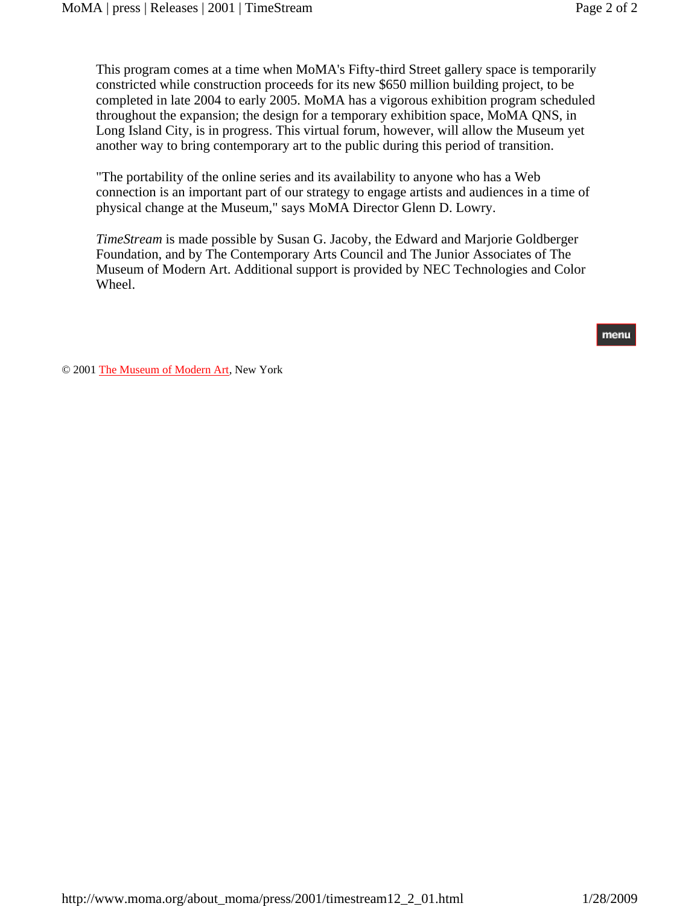This program comes at a time when MoMA's Fifty-third Street gallery space is temporarily constricted while construction proceeds for its new $650 million building project, to be completed in late 2004 to early 2005. MoMA has a vigorous exhibition program scheduled throughout the expansion; the design for a temporary exhibition space, MoMA QNS, in Long Island City, is in progress. This virtual forum, however, will allow the Museum yet another way to bring contemporary art to the public during this period of transition.

"The portability of the online series and its availability to anyone who has a Web connection is an important part of our strategy to engage artists and audiences in a time of physical change at the Museum," says MoMA Director Glenn D. Lowry.

*TimeStream* is made possible by Susan G. Jacoby, the Edward and Marjorie Goldberger Foundation, and by The Contemporary Arts Council and The Junior Associates of The Museum of Modern Art. Additional support is provided by NEC Technologies and Color Wheel.

menu

© 2001 The Museum of Modern Art, New York